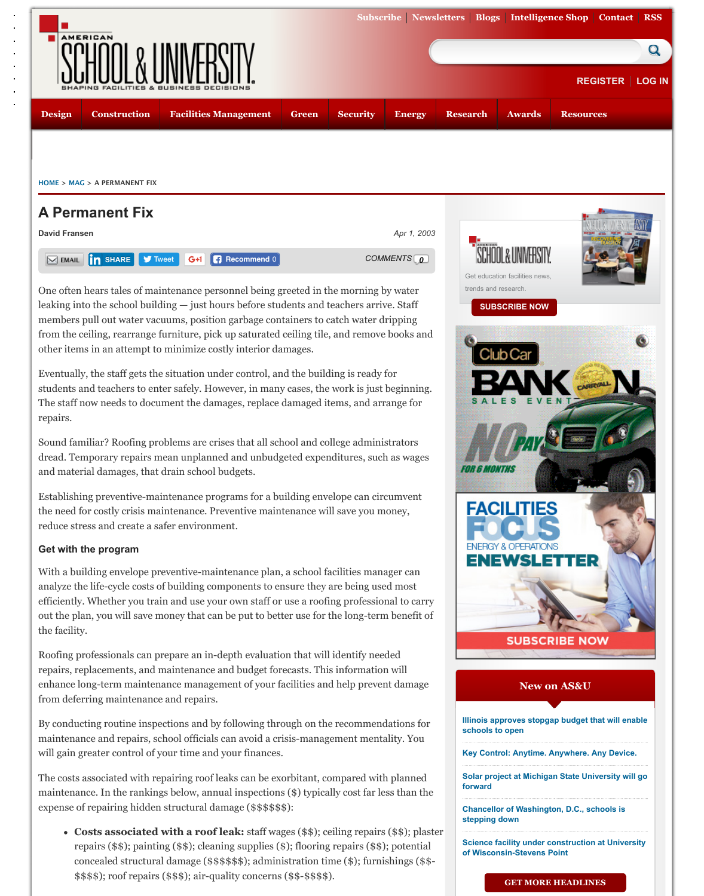# A Permanent Fix

**David Fransen**

*Apr 1, 2003*

One often hears tales of maintenance personnel being greeted in the morning by water leaking into the school building — just hours before students and teachers arrive. Staff members pull out water vacuums, position garbage containers to catch water dripping from the ceiling, rearrange furniture, pick up saturated ceiling tile, and remove books and other items in an attempt to minimize costly interior damages.

Eventually, the staff gets the situation under control, and the building is ready for students and teachers to enter safely. However, in many cases, the work is just beginning. The staff now needs to document the damages, replace damaged items, and arrange for repairs.

Sound familiar? Roofing problems are crises that all school and college administrators dread. Temporary repairs mean unplanned and unbudgeted expenditures, such as wages and material damages, that drain school budgets.

Establishing preventive-maintenance programs for a building envelope can circumvent the need for costly crisis maintenance. Preventive maintenance will save you money, reduce stress and create a safer environment.

### Get with the program

With a building envelope preventive-maintenance plan, a school facilities manager can analyze the life-cycle costs of building components to ensure they are being used most efficiently. Whether you train and use your own staff or use a roofing professional to carry out the plan, you will save money that can be put to better use for the long-term benefit of the facility.

Roofing professionals can prepare an in-depth evaluation that will identify needed repairs, replacements, and maintenance and budget forecasts. This information will enhance long-term maintenance management of your facilities and help prevent damage from deferring maintenance and repairs.

By conducting routine inspections and by following through on the recommendations for maintenance and repairs, school officials can avoid a crisis-management mentality. You will gain greater control of your time and your finances.

The costs associated with repairing roof leaks can be exorbitant, compared with planned maintenance. In the rankings below, annual inspections ($) typically cost far less than the expense of repairing hidden structural damage ($$$$$$):

- **Costs associated with a roof leak:** staff wages ($$); ceiling repairs ($$); plaster repairs ($$); painting ($$); cleaning supplies ($); flooring repairs ($$); potential concealed structural damage ($$$$$$); administration time ($); furnishings ($$-$$$$); roof repairs ($$$); air-quality concerns ($$-$$$$).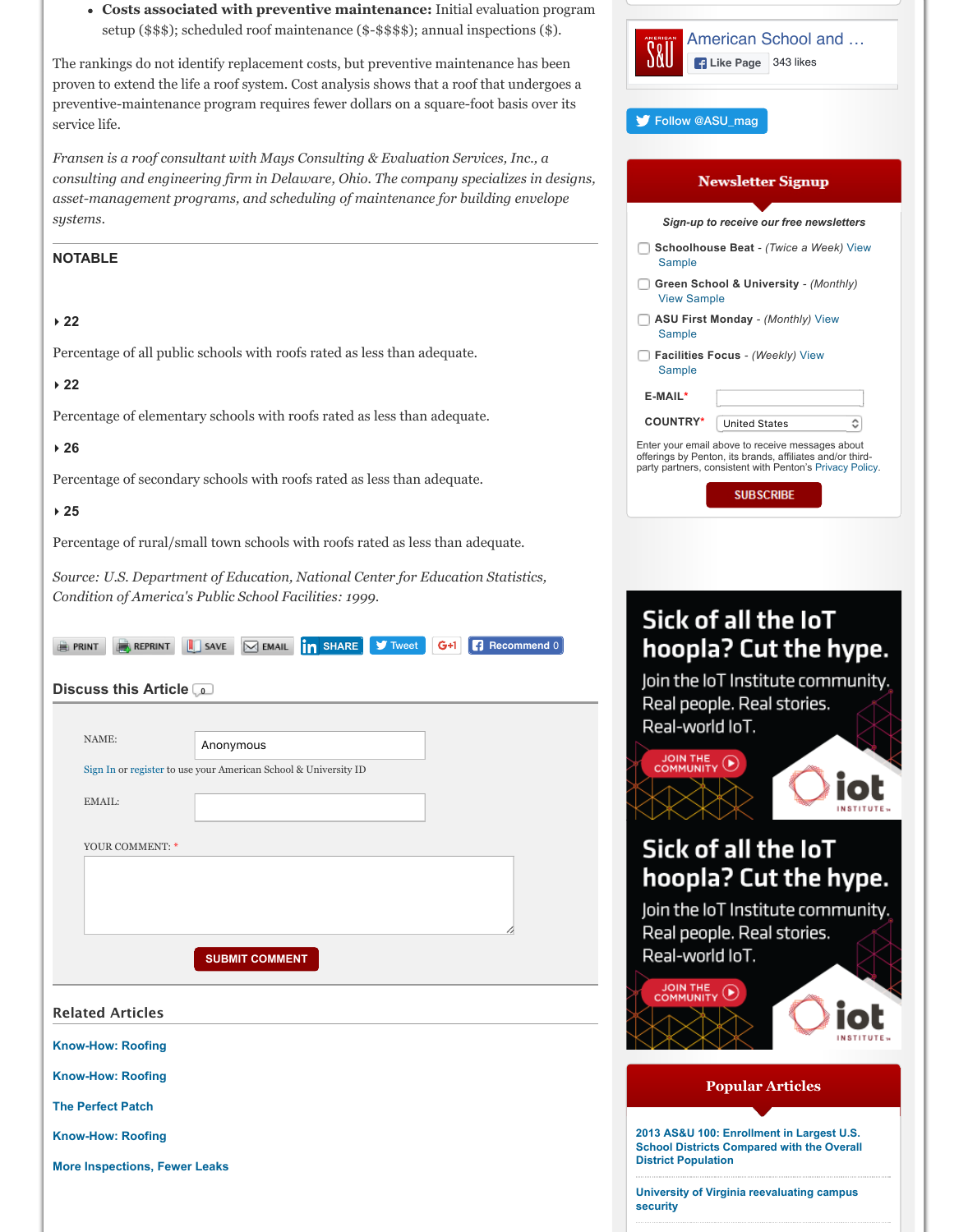- **Costs associated with preventive maintenance:** Initial evaluation program setup ($$$); scheduled roof maintenance ($-$$$$); annual inspections ($).

The rankings do not identify replacement costs, but preventive maintenance has been proven to extend the life a roof system. Cost analysis shows that a roof that undergoes a preventive-maintenance program requires fewer dollars on a square-foot basis over its service life.

*Fransen is a roof consultant with Mays Consulting & Evaluation Services, Inc., a consulting and engineering firm in Delaware, Ohio. The company specializes in designs, asset-management programs, and scheduling of maintenance for building envelope systems.*

## NOTABLE

**22**

Percentage of all public schools with roofs rated as less than adequate.

**22**

Percentage of elementary schools with roofs rated as less than adequate.

**26**

Percentage of secondary schools with roofs rated as less than adequate.

**25**

Percentage of rural/small town schools with roofs rated as less than adequate.

*Source: U.S. Department of Education, National Center for Education Statistics, Condition of America's Public School Facilities: 1999.*

## Discuss this Article

NAME: Anonymous

Sign In or register to use your American School & University ID

EMAIL:

YOUR COMMENT: *

SUBMIT COMMENT

## Related Articles

- Know-How: Roofing
- Know-How: Roofing
- The Perfect Patch
- Know-How: Roofing
- More Inspections, Fewer Leaks

## Newsletter Signup

*Sign-up to receive our free newsletters*

- **Schoolhouse Beat** - *(Twice a Week)* View Sample
- **Green School & University** - *(Monthly)* View Sample
- **ASU First Monday** - *(Monthly)* View Sample
- **Facilities Focus** - *(Weekly)* View Sample

E-MAIL*

COUNTRY* United States

Enter your email above to receive messages about offerings by Penton, its brands, affiliates and/or third-party partners, consistent with Penton's Privacy Policy.

SUBSCRIBE

## Popular Articles

- 2013 AS&U 100: Enrollment in Largest U.S. School Districts Compared with the Overall District Population
- University of Virginia reevaluating campus security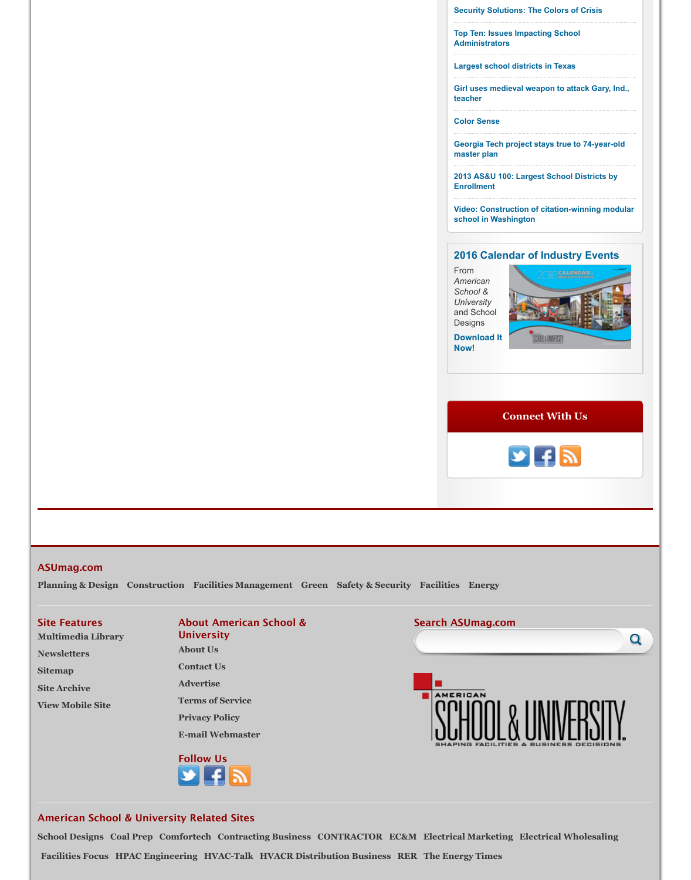- Security Solutions: The Colors of Crisis
- Top Ten: Issues Impacting School Administrators
- Largest school districts in Texas
- Girl uses medieval weapon to attack Gary, Ind., teacher
- Color Sense
- Georgia Tech project stays true to 74-year-old master plan
- 2013 AS&U 100: Largest School Districts by Enrollment
- Video: Construction of citation-winning modular school in Washington

## 2016 Calendar of Industry Events

From *American School & University* and School Designs

**Download It Now!**

## Connect With Us

## ASUmag.com

Planning & Design | Construction | Facilities Management | Green | Safety & Security | Facilities | Energy

### Site Features

- Multimedia Library
- Newsletters
- Sitemap
- Site Archive
- View Mobile Site

### About American School & University

- About Us
- Contact Us
- Advertise
- Terms of Service
- Privacy Policy
- E-mail Webmaster

### Follow Us

### Search ASUmag.com

AMERICAN SCHOOL & UNIVERSITY
SHAPING FACILITIES & BUSINESS DECISIONS

### American School & University Related Sites

School Designs | Coal Prep | Comfortech | Contracting Business | CONTRACTOR | EC&M | Electrical Marketing | Electrical Wholesaling | Facilities Focus | HPAC Engineering | HVAC-Talk | HVACR Distribution Business | RER | The Energy Times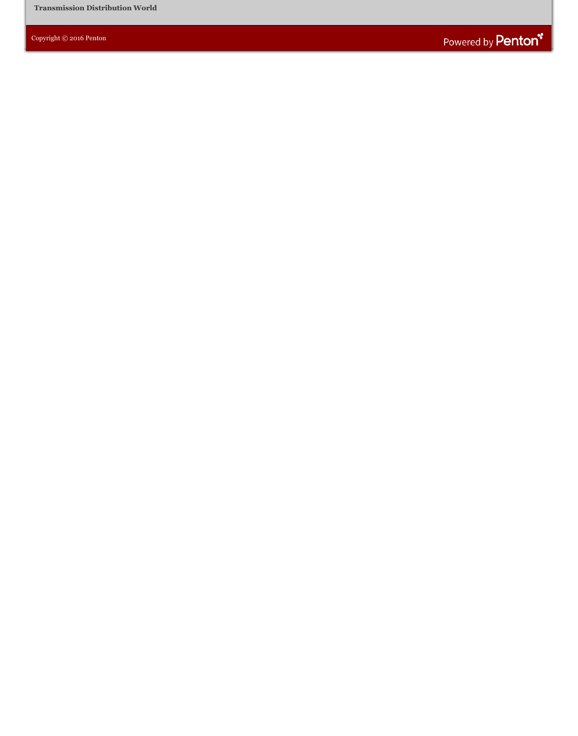Transmission Distribution World

Copyright © 2016 Penton

Powered by Penton